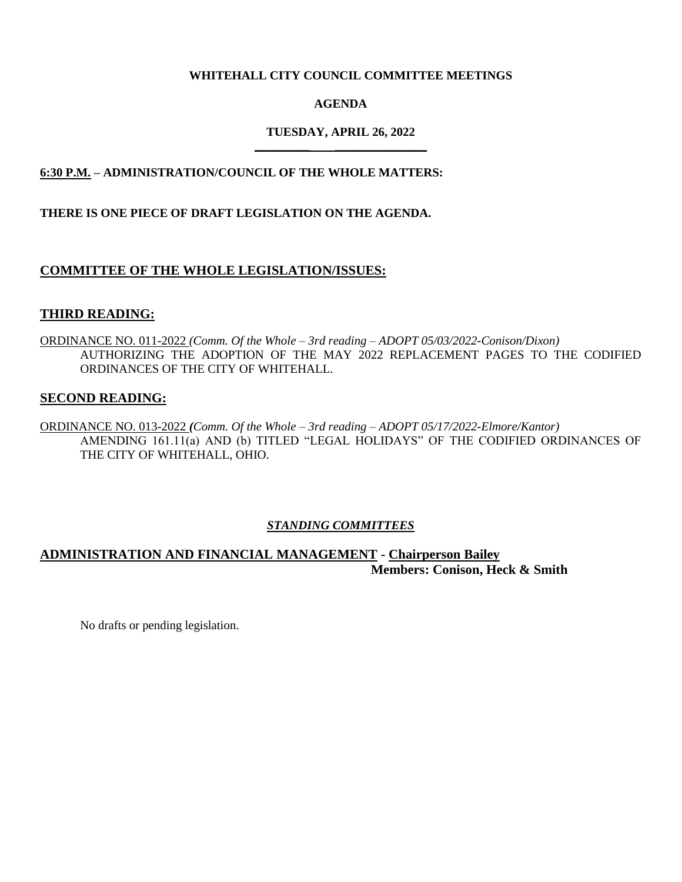**WHITEHALL CITY COUNCIL COMMITTEE MEETINGS**

**AGENDA**

**TUESDAY, APRIL 26, 2022**

**6:30 P.M. – ADMINISTRATION/COUNCIL OF THE WHOLE MATTERS:**

**THERE IS ONE PIECE OF DRAFT LEGISLATION ON THE AGENDA.**

## COMMITTEE OF THE WHOLE LEGISLATION/ISSUES:

## THIRD READING:

ORDINANCE NO. 011-2022 *(Comm. Of the Whole – 3rd reading – ADOPT 05/03/2022-Conison/Dixon)*
AUTHORIZING THE ADOPTION OF THE MAY 2022 REPLACEMENT PAGES TO THE CODIFIED ORDINANCES OF THE CITY OF WHITEHALL.

## SECOND READING:

ORDINANCE NO. 013-2022 *(Comm. Of the Whole – 3rd reading – ADOPT 05/17/2022-Elmore/Kantor)*
AMENDING 161.11(a) AND (b) TITLED "LEGAL HOLIDAYS" OF THE CODIFIED ORDINANCES OF THE CITY OF WHITEHALL, OHIO.

***STANDING COMMITTEES***

## ADMINISTRATION AND FINANCIAL MANAGEMENT - Chairperson Bailey
**Members: Conison, Heck & Smith**

No drafts or pending legislation.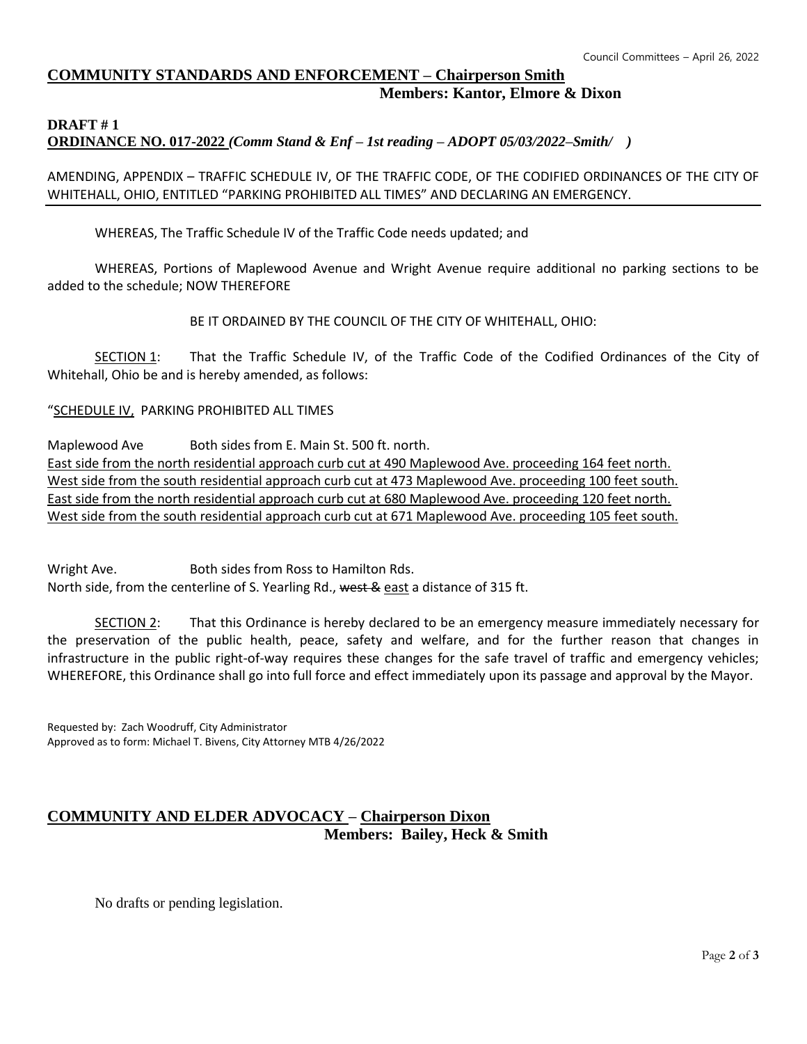## COMMUNITY STANDARDS AND ENFORCEMENT – Chairperson Smith
**Members: Kantor, Elmore & Dixon**

**DRAFT # 1**
**ORDINANCE NO. 017-2022** ***(Comm Stand & Enf – 1st reading – ADOPT 05/03/2022–Smith/ )***

AMENDING, APPENDIX – TRAFFIC SCHEDULE IV, OF THE TRAFFIC CODE, OF THE CODIFIED ORDINANCES OF THE CITY OF WHITEHALL, OHIO, ENTITLED "PARKING PROHIBITED ALL TIMES" AND DECLARING AN EMERGENCY.

WHEREAS, The Traffic Schedule IV of the Traffic Code needs updated; and

WHEREAS, Portions of Maplewood Avenue and Wright Avenue require additional no parking sections to be added to the schedule; NOW THEREFORE

BE IT ORDAINED BY THE COUNCIL OF THE CITY OF WHITEHALL, OHIO:

SECTION 1: That the Traffic Schedule IV, of the Traffic Code of the Codified Ordinances of the City of Whitehall, Ohio be and is hereby amended, as follows:

"SCHEDULE IV, PARKING PROHIBITED ALL TIMES

Maplewood Ave Both sides from E. Main St. 500 ft. north.
<u>East side from the north residential approach curb cut at 490 Maplewood Ave. proceeding 164 feet north.</u>
<u>West side from the south residential approach curb cut at 473 Maplewood Ave. proceeding 100 feet south.</u>
<u>East side from the north residential approach curb cut at 680 Maplewood Ave. proceeding 120 feet north.</u>
<u>West side from the south residential approach curb cut at 671 Maplewood Ave. proceeding 105 feet south.</u>

Wright Ave. Both sides from Ross to Hamilton Rds.
North side, from the centerline of S. Yearling Rd., ~~west &~~ <u>east</u> a distance of 315 ft.

SECTION 2: That this Ordinance is hereby declared to be an emergency measure immediately necessary for the preservation of the public health, peace, safety and welfare, and for the further reason that changes in infrastructure in the public right-of-way requires these changes for the safe travel of traffic and emergency vehicles; WHEREFORE, this Ordinance shall go into full force and effect immediately upon its passage and approval by the Mayor.

Requested by: Zach Woodruff, City Administrator
Approved as to form: Michael T. Bivens, City Attorney MTB 4/26/2022

## COMMUNITY AND ELDER ADVOCACY – Chairperson Dixon
**Members: Bailey, Heck & Smith**

No drafts or pending legislation.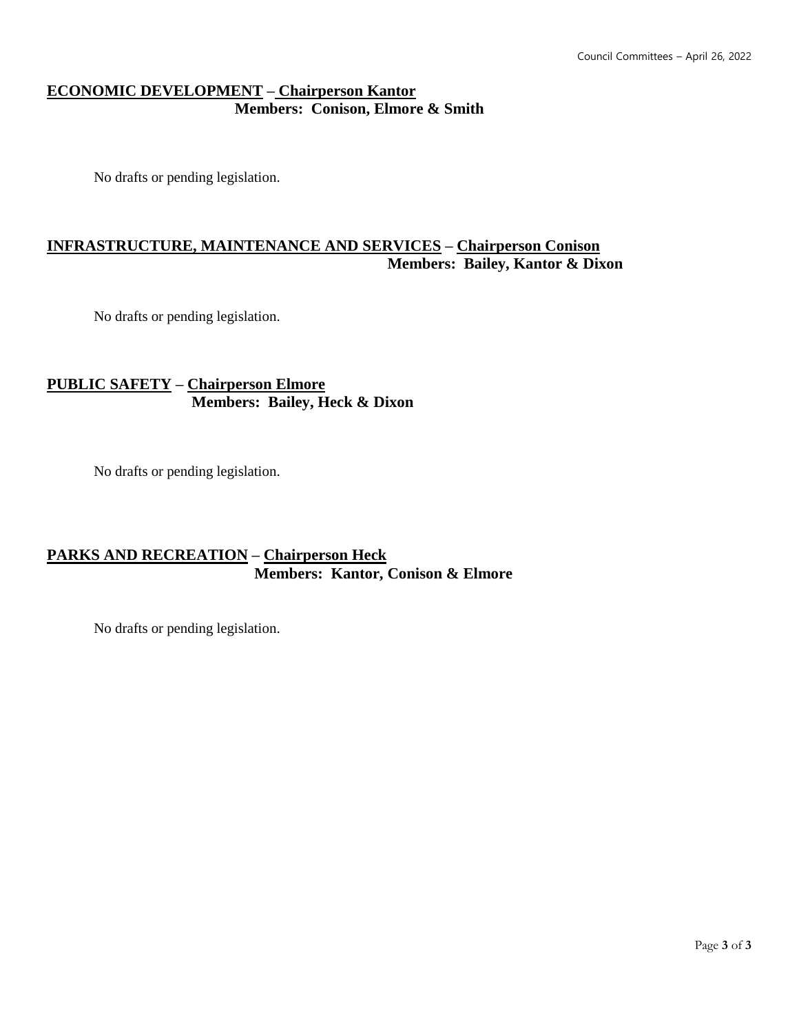**ECONOMIC DEVELOPMENT – Chairperson Kantor**
**Members: Conison, Elmore & Smith**

No drafts or pending legislation.

**INFRASTRUCTURE, MAINTENANCE AND SERVICES – Chairperson Conison**
**Members: Bailey, Kantor & Dixon**

No drafts or pending legislation.

**PUBLIC SAFETY – Chairperson Elmore**
**Members: Bailey, Heck & Dixon**

No drafts or pending legislation.

**PARKS AND RECREATION – Chairperson Heck**
**Members: Kantor, Conison & Elmore**

No drafts or pending legislation.